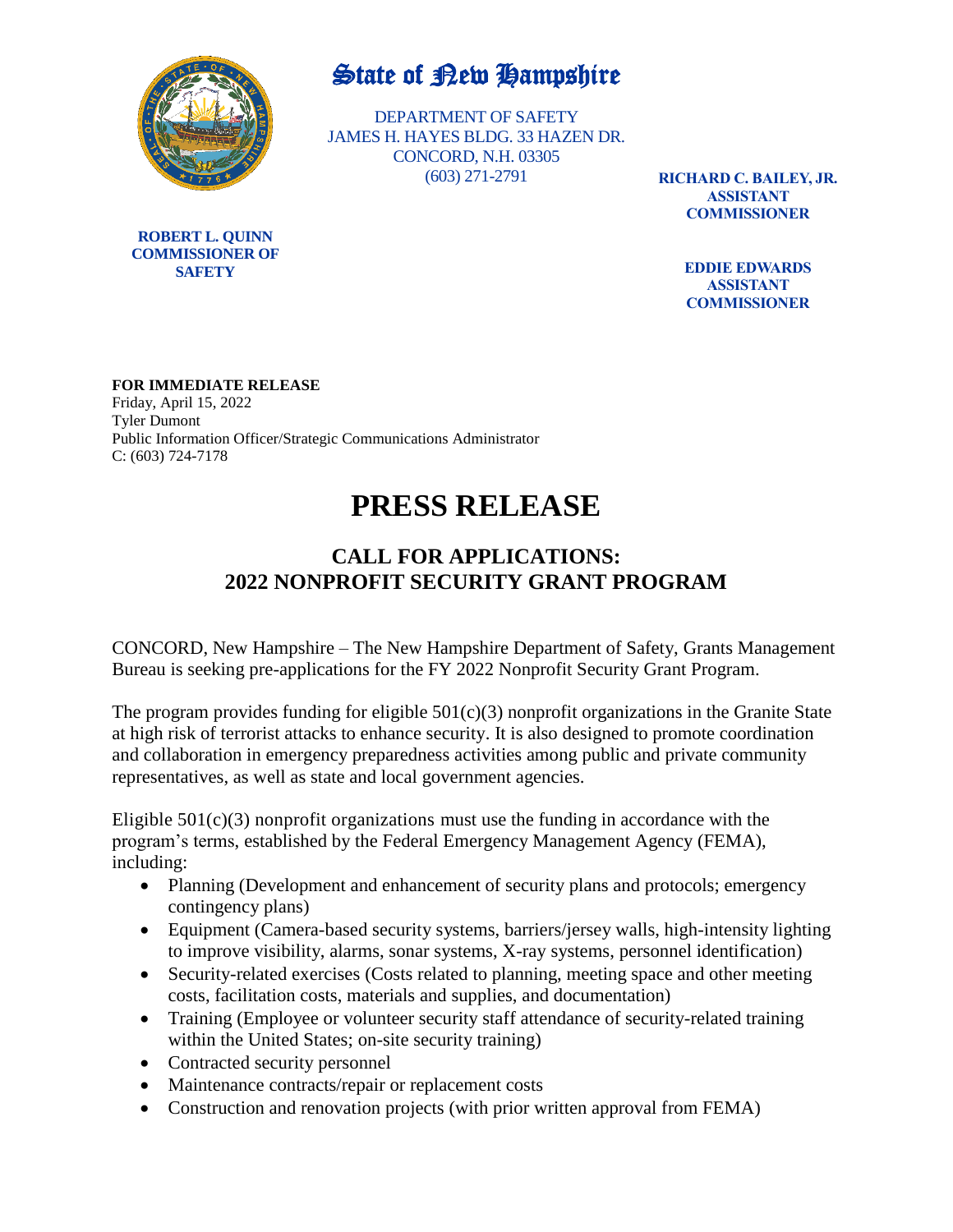# State of New Hampshire

DEPARTMENT OF SAFETY
JAMES H. HAYES BLDG. 33 HAZEN DR.
CONCORD, N.H. 03305
(603) 271-2791

**ROBERT L. QUINN**
**COMMISSIONER OF SAFETY**

**RICHARD C. BAILEY, JR.**
**ASSISTANT COMMISSIONER**

**EDDIE EDWARDS**
**ASSISTANT COMMISSIONER**

**FOR IMMEDIATE RELEASE**
Friday, April 15, 2022
Tyler Dumont
Public Information Officer/Strategic Communications Administrator
C: (603) 724-7178

# PRESS RELEASE

## CALL FOR APPLICATIONS: 2022 NONPROFIT SECURITY GRANT PROGRAM

CONCORD, New Hampshire – The New Hampshire Department of Safety, Grants Management Bureau is seeking pre-applications for the FY 2022 Nonprofit Security Grant Program.

The program provides funding for eligible 501(c)(3) nonprofit organizations in the Granite State at high risk of terrorist attacks to enhance security. It is also designed to promote coordination and collaboration in emergency preparedness activities among public and private community representatives, as well as state and local government agencies.

Eligible 501(c)(3) nonprofit organizations must use the funding in accordance with the program's terms, established by the Federal Emergency Management Agency (FEMA), including:

- Planning (Development and enhancement of security plans and protocols; emergency contingency plans)
- Equipment (Camera-based security systems, barriers/jersey walls, high-intensity lighting to improve visibility, alarms, sonar systems, X-ray systems, personnel identification)
- Security-related exercises (Costs related to planning, meeting space and other meeting costs, facilitation costs, materials and supplies, and documentation)
- Training (Employee or volunteer security staff attendance of security-related training within the United States; on-site security training)
- Contracted security personnel
- Maintenance contracts/repair or replacement costs
- Construction and renovation projects (with prior written approval from FEMA)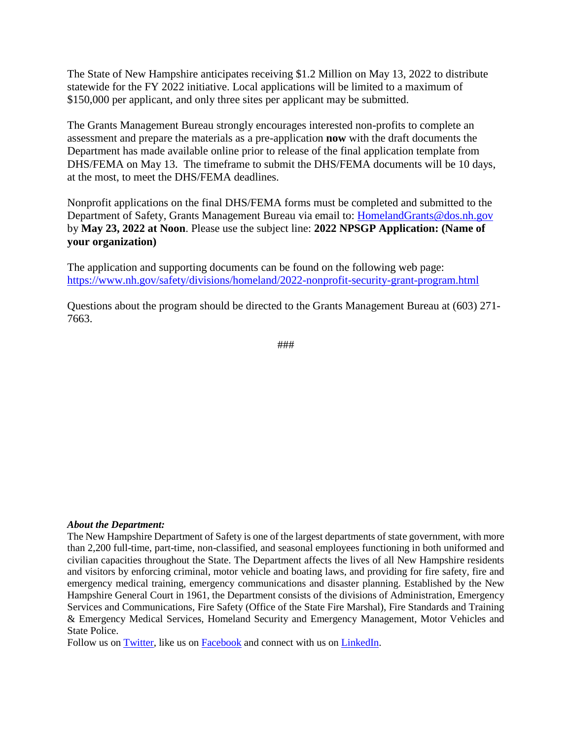The State of New Hampshire anticipates receiving $1.2 Million on May 13, 2022 to distribute statewide for the FY 2022 initiative. Local applications will be limited to a maximum of $150,000 per applicant, and only three sites per applicant may be submitted.

The Grants Management Bureau strongly encourages interested non-profits to complete an assessment and prepare the materials as a pre-application **now** with the draft documents the Department has made available online prior to release of the final application template from DHS/FEMA on May 13. The timeframe to submit the DHS/FEMA documents will be 10 days, at the most, to meet the DHS/FEMA deadlines.

Nonprofit applications on the final DHS/FEMA forms must be completed and submitted to the Department of Safety, Grants Management Bureau via email to: [HomelandGrants@dos.nh.gov](mailto:HomelandGrants@dos.nh.gov) by **May 23, 2022 at Noon**. Please use the subject line: **2022 NPSGP Application: (Name of your organization)**

The application and supporting documents can be found on the following web page: [https://www.nh.gov/safety/divisions/homeland/2022-nonprofit-security-grant-program.html](https://www.nh.gov/safety/divisions/homeland/2022-nonprofit-security-grant-program.html)

Questions about the program should be directed to the Grants Management Bureau at (603) 271-7663.

###

***About the Department:***

The New Hampshire Department of Safety is one of the largest departments of state government, with more than 2,200 full-time, part-time, non-classified, and seasonal employees functioning in both uniformed and civilian capacities throughout the State. The Department affects the lives of all New Hampshire residents and visitors by enforcing criminal, motor vehicle and boating laws, and providing for fire safety, fire and emergency medical training, emergency communications and disaster planning. Established by the New Hampshire General Court in 1961, the Department consists of the divisions of Administration, Emergency Services and Communications, Fire Safety (Office of the State Fire Marshal), Fire Standards and Training & Emergency Medical Services, Homeland Security and Emergency Management, Motor Vehicles and State Police.

Follow us on Twitter, like us on Facebook and connect with us on LinkedIn.